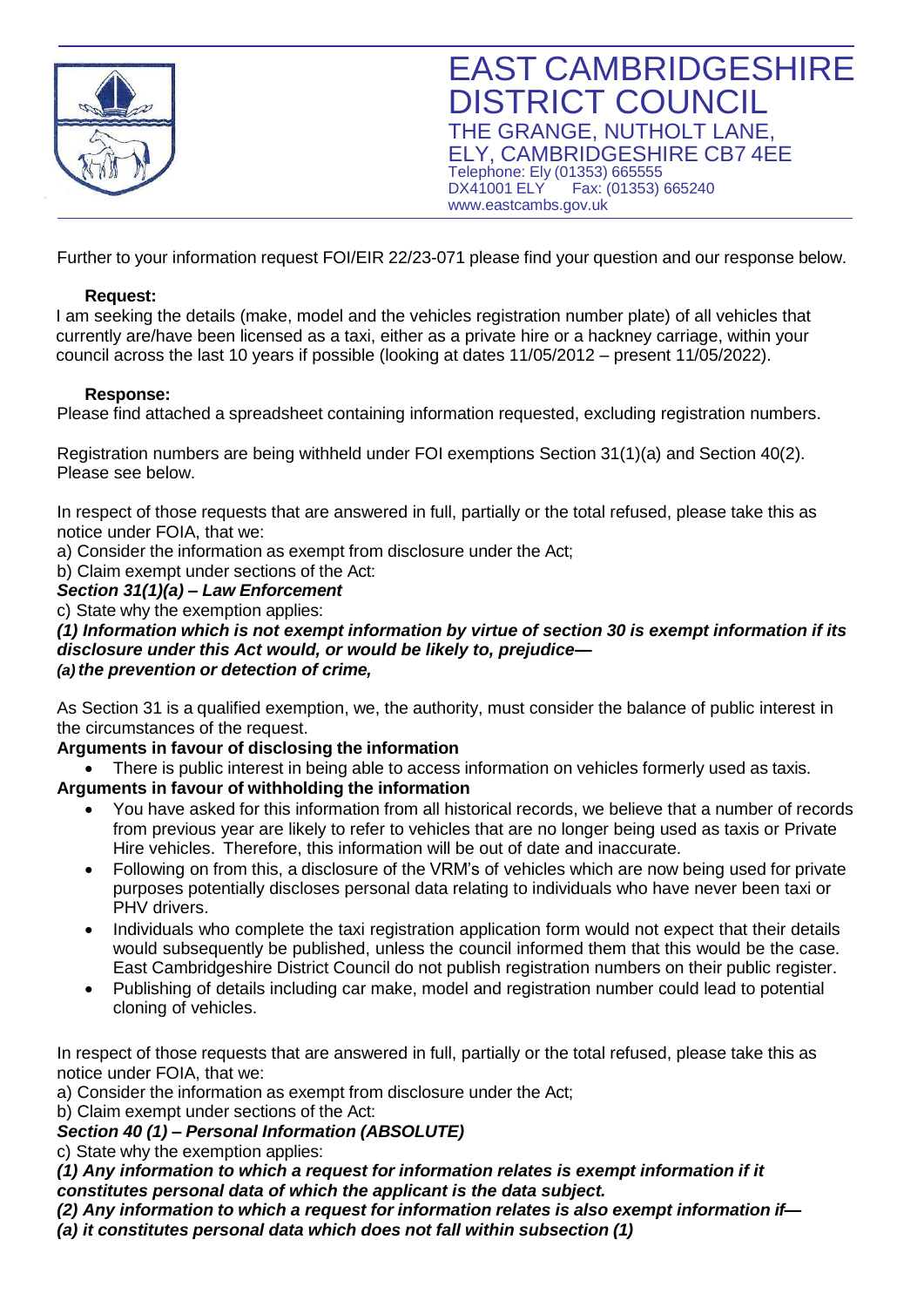# EAST CAMBRIDGESHIRE DISTRICT COUNCIL

THE GRANGE, NUTHOLT LANE,
ELY, CAMBRIDGESHIRE CB7 4EE
Telephone: Ely (01353) 665555
DX41001 ELY Fax: (01353) 665240
www.eastcambs.gov.uk

Further to your information request FOI/EIR 22/23-071 please find your question and our response below.

**Request:**

I am seeking the details (make, model and the vehicles registration number plate) of all vehicles that currently are/have been licensed as a taxi, either as a private hire or a hackney carriage, within your council across the last 10 years if possible (looking at dates 11/05/2012 – present 11/05/2022).

**Response:**

Please find attached a spreadsheet containing information requested, excluding registration numbers.

Registration numbers are being withheld under FOI exemptions Section 31(1)(a) and Section 40(2). Please see below.

In respect of those requests that are answered in full, partially or the total refused, please take this as notice under FOIA, that we:

a) Consider the information as exempt from disclosure under the Act;
b) Claim exempt under sections of the Act:

***Section 31(1)(a) – Law Enforcement***

c) State why the exemption applies:

***(1) Information which is not exempt information by virtue of section 30 is exempt information if its disclosure under this Act would, or would be likely to, prejudice—***
***(a) the prevention or detection of crime,***

As Section 31 is a qualified exemption, we, the authority, must consider the balance of public interest in the circumstances of the request.

**Arguments in favour of disclosing the information**

- There is public interest in being able to access information on vehicles formerly used as taxis.

**Arguments in favour of withholding the information**

- You have asked for this information from all historical records, we believe that a number of records from previous year are likely to refer to vehicles that are no longer being used as taxis or Private Hire vehicles. Therefore, this information will be out of date and inaccurate.
- Following on from this, a disclosure of the VRM's of vehicles which are now being used for private purposes potentially discloses personal data relating to individuals who have never been taxi or PHV drivers.
- Individuals who complete the taxi registration application form would not expect that their details would subsequently be published, unless the council informed them that this would be the case. East Cambridgeshire District Council do not publish registration numbers on their public register.
- Publishing of details including car make, model and registration number could lead to potential cloning of vehicles.

In respect of those requests that are answered in full, partially or the total refused, please take this as notice under FOIA, that we:

a) Consider the information as exempt from disclosure under the Act;
b) Claim exempt under sections of the Act:

***Section 40 (1) – Personal Information (ABSOLUTE)***

c) State why the exemption applies:

***(1) Any information to which a request for information relates is exempt information if it constitutes personal data of which the applicant is the data subject.***
***(2) Any information to which a request for information relates is also exempt information if—***
***(a) it constitutes personal data which does not fall within subsection (1)***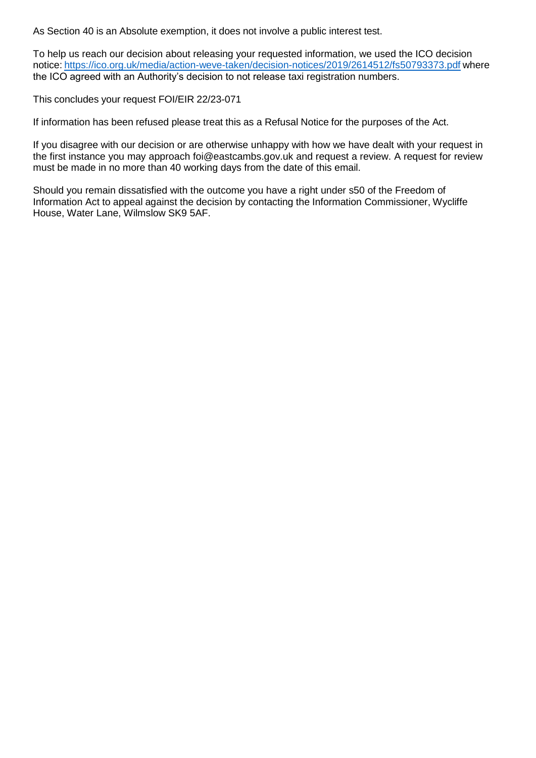As Section 40 is an Absolute exemption, it does not involve a public interest test.

To help us reach our decision about releasing your requested information, we used the ICO decision notice: [https://ico.org.uk/media/action-weve-taken/decision-notices/2019/2614512/fs50793373.pdf](https://ico.org.uk/media/action-weve-taken/decision-notices/2019/2614512/fs50793373.pdf) where the ICO agreed with an Authority's decision to not release taxi registration numbers.

This concludes your request FOI/EIR 22/23-071

If information has been refused please treat this as a Refusal Notice for the purposes of the Act.

If you disagree with our decision or are otherwise unhappy with how we have dealt with your request in the first instance you may approach foi@eastcambs.gov.uk and request a review. A request for review must be made in no more than 40 working days from the date of this email.

Should you remain dissatisfied with the outcome you have a right under s50 of the Freedom of Information Act to appeal against the decision by contacting the Information Commissioner, Wycliffe House, Water Lane, Wilmslow SK9 5AF.